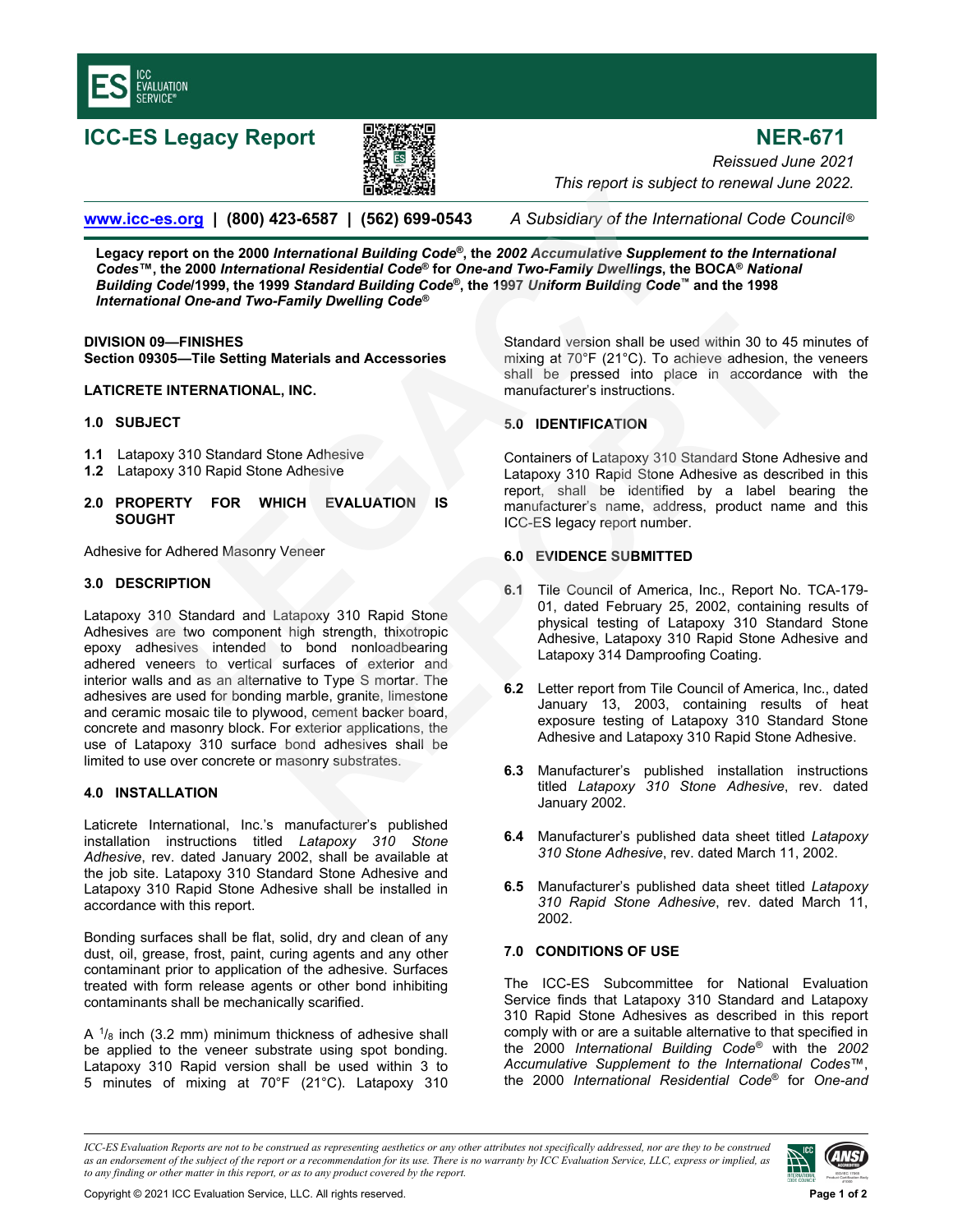# ICC-ES Legacy Report

**NER-671**

*Reissued June 2021*

*This report is subject to renewal June 2022.*

www.icc-es.org | (800) 423-6587 | (562) 699-0543 *A Subsidiary of the International Code Council®*

**Legacy report on the 2000 *International Building Code®*, the *2002 Accumulative Supplement to the International Codes™*, the 2000 *International Residential Code®* for *One-and Two-Family Dwellings*, the BOCA® *National Building Code*/1999, the 1999 *Standard Building Code®*, the 1997 *Uniform Building Code™* and the 1998 *International One-and Two-Family Dwelling Code®***

**DIVISION 09—FINISHES**
**Section 09305—Tile Setting Materials and Accessories**

**LATICRETE INTERNATIONAL, INC.**

## 1.0 SUBJECT

**1.1** Latapoxy 310 Standard Stone Adhesive
**1.2** Latapoxy 310 Rapid Stone Adhesive

## 2.0 PROPERTY FOR WHICH EVALUATION IS SOUGHT

Adhesive for Adhered Masonry Veneer

## 3.0 DESCRIPTION

Latapoxy 310 Standard and Latapoxy 310 Rapid Stone Adhesives are two component high strength, thixotropic epoxy adhesives intended to bond nonloadbearing adhered veneers to vertical surfaces of exterior and interior walls and as an alternative to Type S mortar. The adhesives are used for bonding marble, granite, limestone and ceramic mosaic tile to plywood, cement backer board, concrete and masonry block. For exterior applications, the use of Latapoxy 310 surface bond adhesives shall be limited to use over concrete or masonry substrates.

## 4.0 INSTALLATION

Laticrete International, Inc.'s manufacturer's published installation instructions titled *Latapoxy 310 Stone Adhesive*, rev. dated January 2002, shall be available at the job site. Latapoxy 310 Standard Stone Adhesive and Latapoxy 310 Rapid Stone Adhesive shall be installed in accordance with this report.

Bonding surfaces shall be flat, solid, dry and clean of any dust, oil, grease, frost, paint, curing agents and any other contaminant prior to application of the adhesive. Surfaces treated with form release agents or other bond inhibiting contaminants shall be mechanically scarified.

A $^{1}/_{8}$ inch (3.2 mm) minimum thickness of adhesive shall be applied to the veneer substrate using spot bonding. Latapoxy 310 Rapid version shall be used within 3 to 5 minutes of mixing at 70°F (21°C). Latapoxy 310 Standard version shall be used within 30 to 45 minutes of mixing at 70°F (21°C). To achieve adhesion, the veneers shall be pressed into place in accordance with the manufacturer's instructions.

## 5.0 IDENTIFICATION

Containers of Latapoxy 310 Standard Stone Adhesive and Latapoxy 310 Rapid Stone Adhesive as described in this report, shall be identified by a label bearing the manufacturer's name, address, product name and this ICC-ES legacy report number.

## 6.0 EVIDENCE SUBMITTED

**6.1** Tile Council of America, Inc., Report No. TCA-179-01, dated February 25, 2002, containing results of physical testing of Latapoxy 310 Standard Stone Adhesive, Latapoxy 310 Rapid Stone Adhesive and Latapoxy 314 Dampproofing Coating.

**6.2** Letter report from Tile Council of America, Inc., dated January 13, 2003, containing results of heat exposure testing of Latapoxy 310 Standard Stone Adhesive and Latapoxy 310 Rapid Stone Adhesive.

**6.3** Manufacturer's published installation instructions titled *Latapoxy 310 Stone Adhesive*, rev. dated January 2002.

**6.4** Manufacturer's published data sheet titled *Latapoxy 310 Stone Adhesive*, rev. dated March 11, 2002.

**6.5** Manufacturer's published data sheet titled *Latapoxy 310 Rapid Stone Adhesive*, rev. dated March 11, 2002.

## 7.0 CONDITIONS OF USE

The ICC-ES Subcommittee for National Evaluation Service finds that Latapoxy 310 Standard and Latapoxy 310 Rapid Stone Adhesives as described in this report comply with or are a suitable alternative to that specified in the 2000 *International Building Code®* with the *2002 Accumulative Supplement to the International Codes™*, the 2000 *International Residential Code®* for *One-and*

*ICC-ES Evaluation Reports are not to be construed as representing aesthetics or any other attributes not specifically addressed, nor are they to be construed as an endorsement of the subject of the report or a recommendation for its use. There is no warranty by ICC Evaluation Service, LLC, express or implied, as to any finding or other matter in this report, or as to any product covered by the report.*

Copyright © 2021 ICC Evaluation Service, LLC. All rights reserved.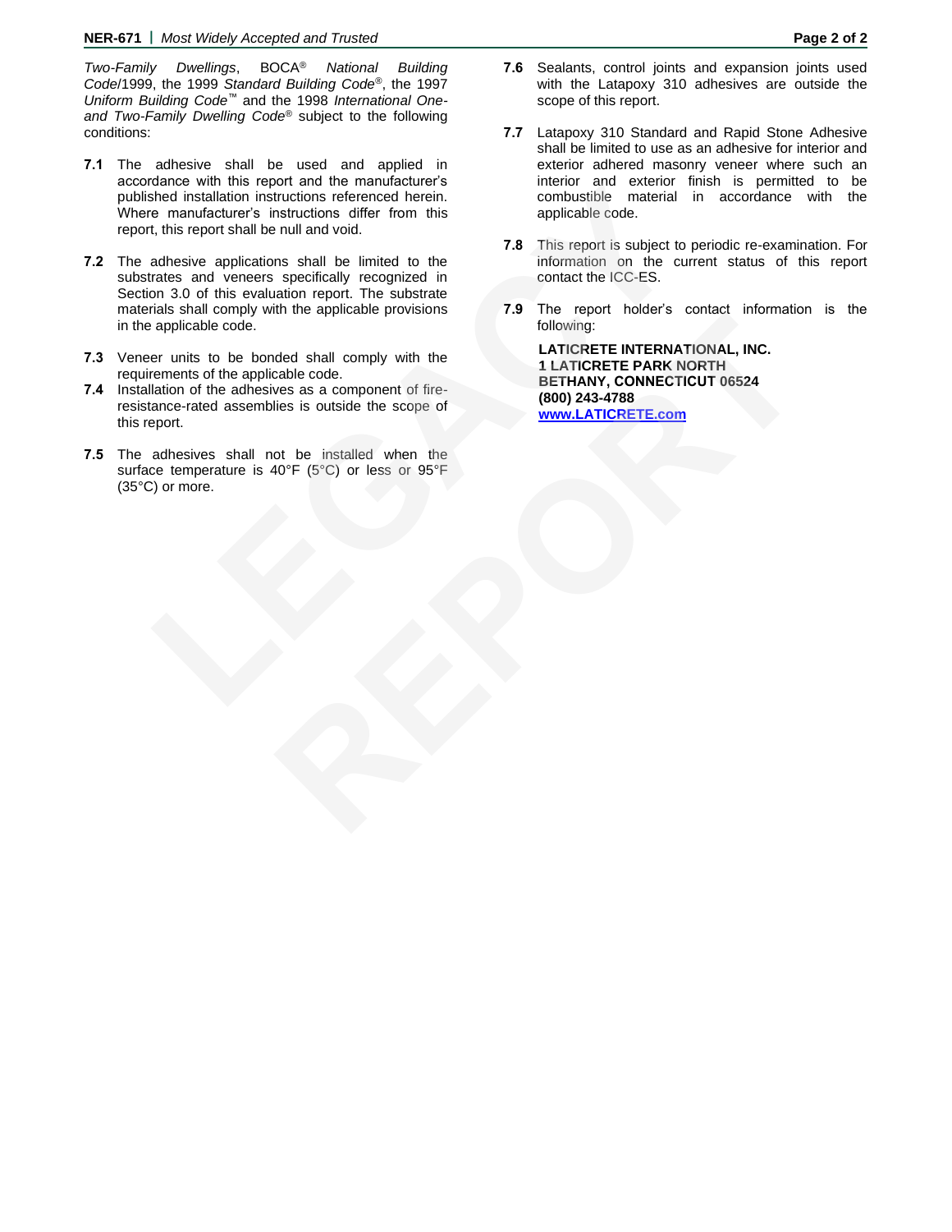*Two-Family Dwellings*, BOCA® *National Building Code*/1999, the 1999 *Standard Building Code*®, the 1997 *Uniform Building Code*™ and the 1998 *International One- and Two-Family Dwelling Code*® subject to the following conditions:

**7.1** The adhesive shall be used and applied in accordance with this report and the manufacturer's published installation instructions referenced herein. Where manufacturer's instructions differ from this report, this report shall be null and void.

**7.2** The adhesive applications shall be limited to the substrates and veneers specifically recognized in Section 3.0 of this evaluation report. The substrate materials shall comply with the applicable provisions in the applicable code.

**7.3** Veneer units to be bonded shall comply with the requirements of the applicable code.

**7.4** Installation of the adhesives as a component of fire-resistance-rated assemblies is outside the scope of this report.

**7.5** The adhesives shall not be installed when the surface temperature is 40°F (5°C) or less or 95°F (35°C) or more.

**7.6** Sealants, control joints and expansion joints used with the Latapoxy 310 adhesives are outside the scope of this report.

**7.7** Latapoxy 310 Standard and Rapid Stone Adhesive shall be limited to use as an adhesive for interior and exterior adhered masonry veneer where such an interior and exterior finish is permitted to be combustible material in accordance with the applicable code.

**7.8** This report is subject to periodic re-examination. For information on the current status of this report contact the ICC-ES.

**7.9** The report holder's contact information is the following:

**LATICRETE INTERNATIONAL, INC.**
**1 LATICRETE PARK NORTH**
**BETHANY, CONNECTICUT 06524**
**(800) 243-4788**
**www.LATICRETE.com**